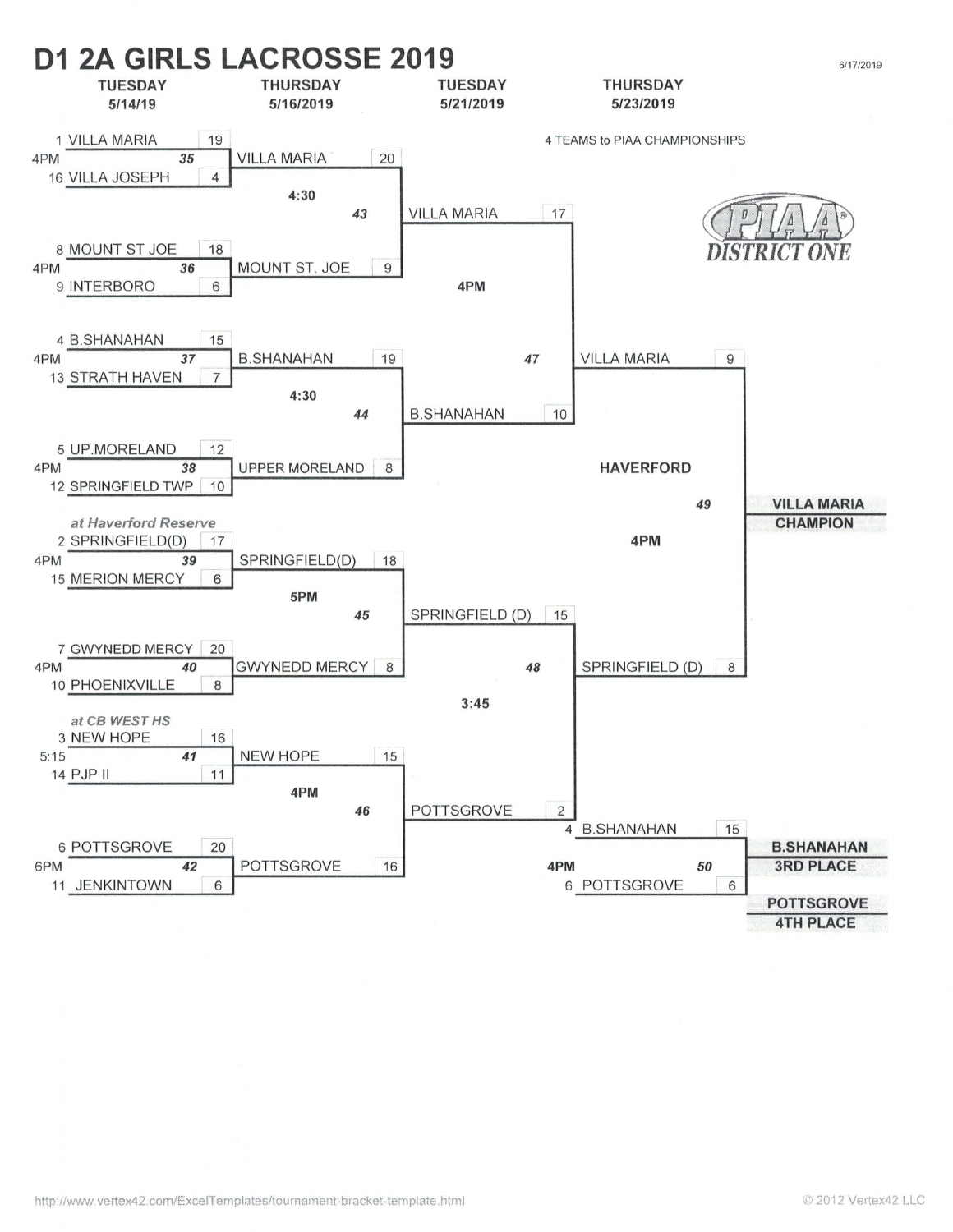# D1 2A GIRLS LACROSSE 2019

6/17/2019

4 TEAMS to PIAA CHAMPIONSHIPS

PIAA DISTRICT ONE

## TUESDAY 5/14/19 (First Round)

| Game | Time | Seed | Team | Score |
|---|---|---|---|---|
| 35 | 4PM | 1 | VILLA MARIA | 19 |
| | | 16 | VILLA JOSEPH | 4 |
| 36 | 4PM | 8 | MOUNT ST JOE | 18 |
| | | 9 | INTERBORO | 6 |
| 37 | 4PM | 4 | B.SHANAHAN | 15 |
| | | 13 | STRATH HAVEN | 7 |
| 38 | 4PM | 5 | UP.MORELAND | 12 |
| | | 12 | SPRINGFIELD TWP | 10 |
| 39 (*at Haverford Reserve*) | 4PM | 2 | SPRINGFIELD(D) | 17 |
| | | 15 | MERION MERCY | 6 |
| 40 | 4PM | 7 | GWYNEDD MERCY | 20 |
| | | 10 | PHOENIXVILLE | 8 |
| 41 (*at CB WEST HS*) | 5:15 | 3 | NEW HOPE | 16 |
| | | 14 | PJP II | 11 |
| 42 | 6PM | 6 | POTTSGROVE | 20 |
| | | 11 | JENKINTOWN | 6 |

## THURSDAY 5/16/2019 (Quarterfinals)

| Game | Time | Team | Score |
|---|---|---|---|
| 43 | 4:30 | VILLA MARIA | 20 |
| | | MOUNT ST. JOE | 9 |
| 44 | 4:30 | B.SHANAHAN | 19 |
| | | UPPER MORELAND | 8 |
| 45 | 5PM | SPRINGFIELD(D) | 18 |
| | | GWYNEDD MERCY | 8 |
| 46 | 4PM | NEW HOPE | 15 |
| | | POTTSGROVE | 16 |

## TUESDAY 5/21/2019 (Semifinals)

| Game | Time | Team | Score |
|---|---|---|---|
| 47 | 4PM | VILLA MARIA | 17 |
| | | B.SHANAHAN | 10 |
| 48 | 3:45 | SPRINGFIELD (D) | 15 |
| | | POTTSGROVE | 2 |

## THURSDAY 5/23/2019 (Finals)

| Game | Location / Time | Seed | Team | Score |
|---|---|---|---|---|
| 49 | HAVERFORD 4PM | | VILLA MARIA | 9 |
| | | | SPRINGFIELD (D) | 8 |
| 50 | 4PM | 4 | B.SHANAHAN | 15 |
| | | 6 | POTTSGROVE | 6 |

**VILLA MARIA CHAMPION**

**B.SHANAHAN 3RD PLACE**

**POTTSGROVE 4TH PLACE**

http://www.vertex42.com/ExcelTemplates/tournament-bracket-template.html

© 2012 Vertex42 LLC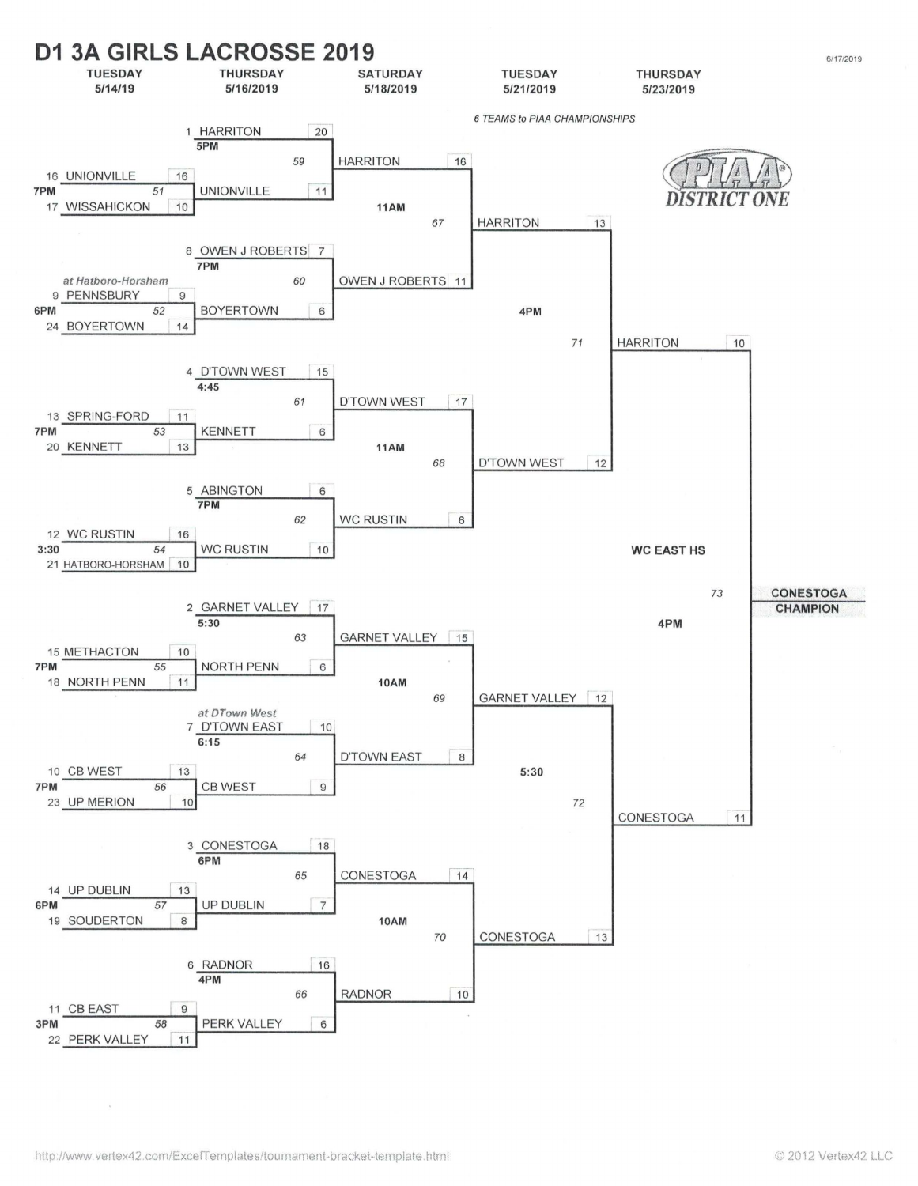# D1 3A GIRLS LACROSSE 2019

6/17/2019

*6 TEAMS to PIAA CHAMPIONSHIPS*

PIAA DISTRICT ONE

## Tuesday 5/14/19

| Game | Time | Seed | Team | Score |
|---|---|---|---|---|
| 51 | 7PM | 16 | UNIONVILLE | 16 |
| | | 17 | WISSAHICKON | 10 |
| 52 | 6PM (at Hatboro-Horsham) | 9 | PENNSBURY | 9 |
| | | 24 | BOYERTOWN | 14 |
| 53 | 7PM | 13 | SPRING-FORD | 11 |
| | | 20 | KENNETT | 13 |
| 54 | 3:30 | 12 | WC RUSTIN | 16 |
| | | 21 | HATBORO-HORSHAM | 10 |
| 55 | 7PM | 15 | METHACTON | 10 |
| | | 18 | NORTH PENN | 11 |
| 56 | 7PM | 10 | CB WEST | 13 |
| | | 23 | UP MERION | 10 |
| 57 | 6PM | 14 | UP DUBLIN | 13 |
| | | 19 | SOUDERTON | 8 |
| 58 | 3PM | 11 | CB EAST | 9 |
| | | 22 | PERK VALLEY | 11 |

## Thursday 5/16/2019

| Game | Time | Seed | Team | Score |
|---|---|---|---|---|
| 59 | 5PM | 1 | HARRITON | 20 |
| | | | UNIONVILLE | 11 |
| 60 | 7PM | 8 | OWEN J ROBERTS | 7 |
| | | | BOYERTOWN | 6 |
| 61 | 4:45 | 4 | D'TOWN WEST | 15 |
| | | | KENNETT | 6 |
| 62 | 7PM | 5 | ABINGTON | 6 |
| | | | WC RUSTIN | 10 |
| 63 | 5:30 | 2 | GARNET VALLEY | 17 |
| | | | NORTH PENN | 6 |
| 64 | 6:15 (at DTown West) | 7 | D'TOWN EAST | 10 |
| | | | CB WEST | 9 |
| 65 | 6PM | 3 | CONESTOGA | 18 |
| | | | UP DUBLIN | 7 |
| 66 | 4PM | 6 | RADNOR | 16 |
| | | | PERK VALLEY | 6 |

## Saturday 5/18/2019

| Game | Time | Team | Score |
|---|---|---|---|
| 67 | 11AM | HARRITON | 16 |
| | | OWEN J ROBERTS | 11 |
| 68 | 11AM | D'TOWN WEST | 17 |
| | | WC RUSTIN | 6 |
| 69 | 10AM | GARNET VALLEY | 15 |
| | | D'TOWN EAST | 8 |
| 70 | 10AM | CONESTOGA | 14 |
| | | RADNOR | 10 |

## Tuesday 5/21/2019

| Game | Time | Team | Score |
|---|---|---|---|
| 71 | 4PM | HARRITON | 13 |
| | | D'TOWN WEST | 12 |
| 72 | 5:30 | GARNET VALLEY | 12 |
| | | CONESTOGA | 13 |

## Thursday 5/23/2019

WC EAST HS

| Game | Time | Team | Score |
|---|---|---|---|
| 73 | 4PM | HARRITON | 10 |
| | | CONESTOGA | 11 |

**CONESTOGA CHAMPION**

http://www.vertex42.com/ExcelTemplates/tournament-bracket-template.html

© 2012 Vertex42 LLC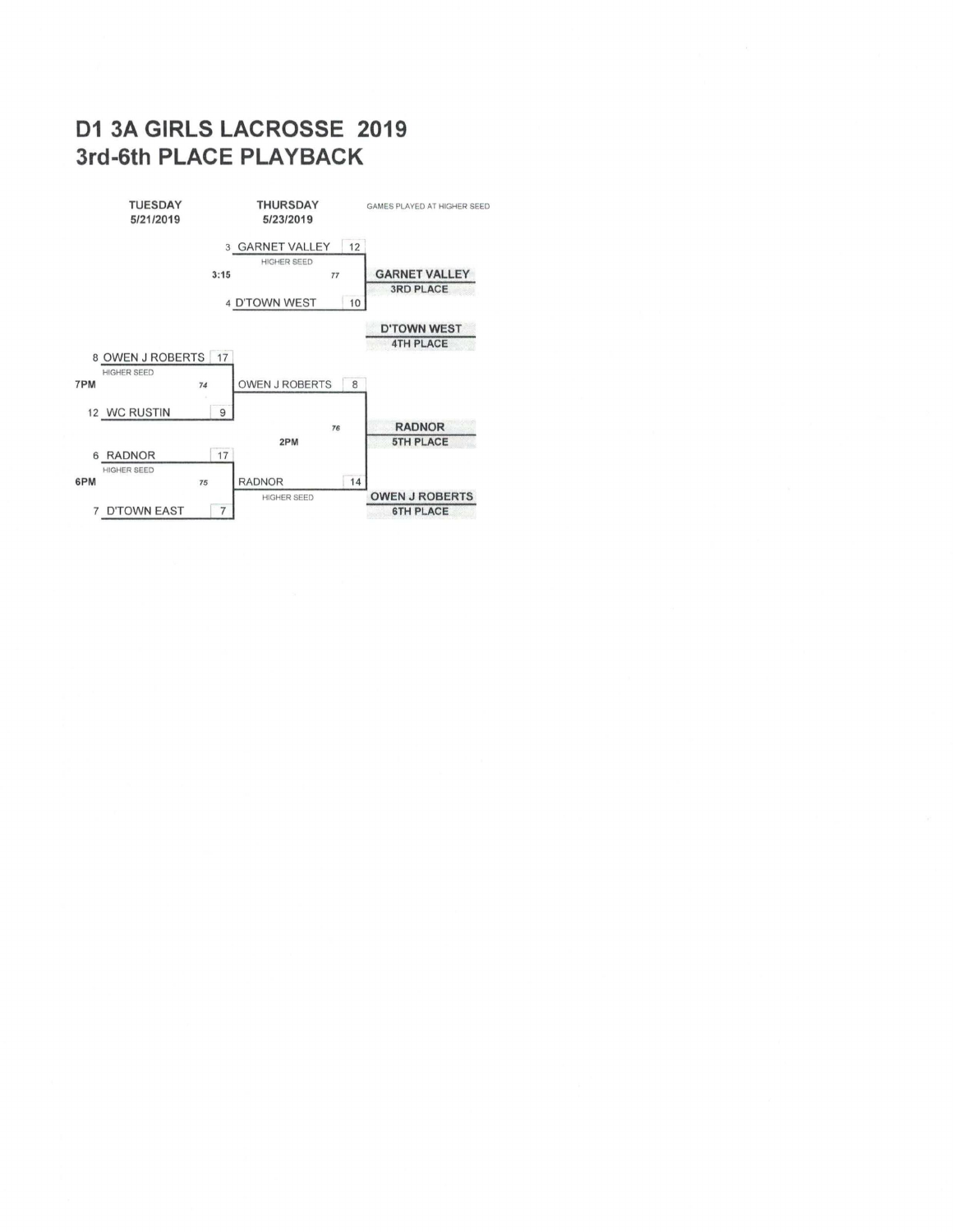# D1 3A GIRLS LACROSSE 2019
# 3rd-6th PLACE PLAYBACK

TUESDAY
5/21/2019

THURSDAY
5/23/2019

GAMES PLAYED AT HIGHER SEED

3 GARNET VALLEY 12
HIGHER SEED
3:15
77
4 D'TOWN WEST 10

**GARNET VALLEY**
3RD PLACE

**D'TOWN WEST**
4TH PLACE

8 OWEN J ROBERTS 17
HIGHER SEED
7PM
74
12 WC RUSTIN 9

OWEN J ROBERTS 8

76
2PM

RADNOR 14
HIGHER SEED

6 RADNOR 17
HIGHER SEED
6PM
75
7 D'TOWN EAST 7

**RADNOR**
5TH PLACE

**OWEN J ROBERTS**
6TH PLACE